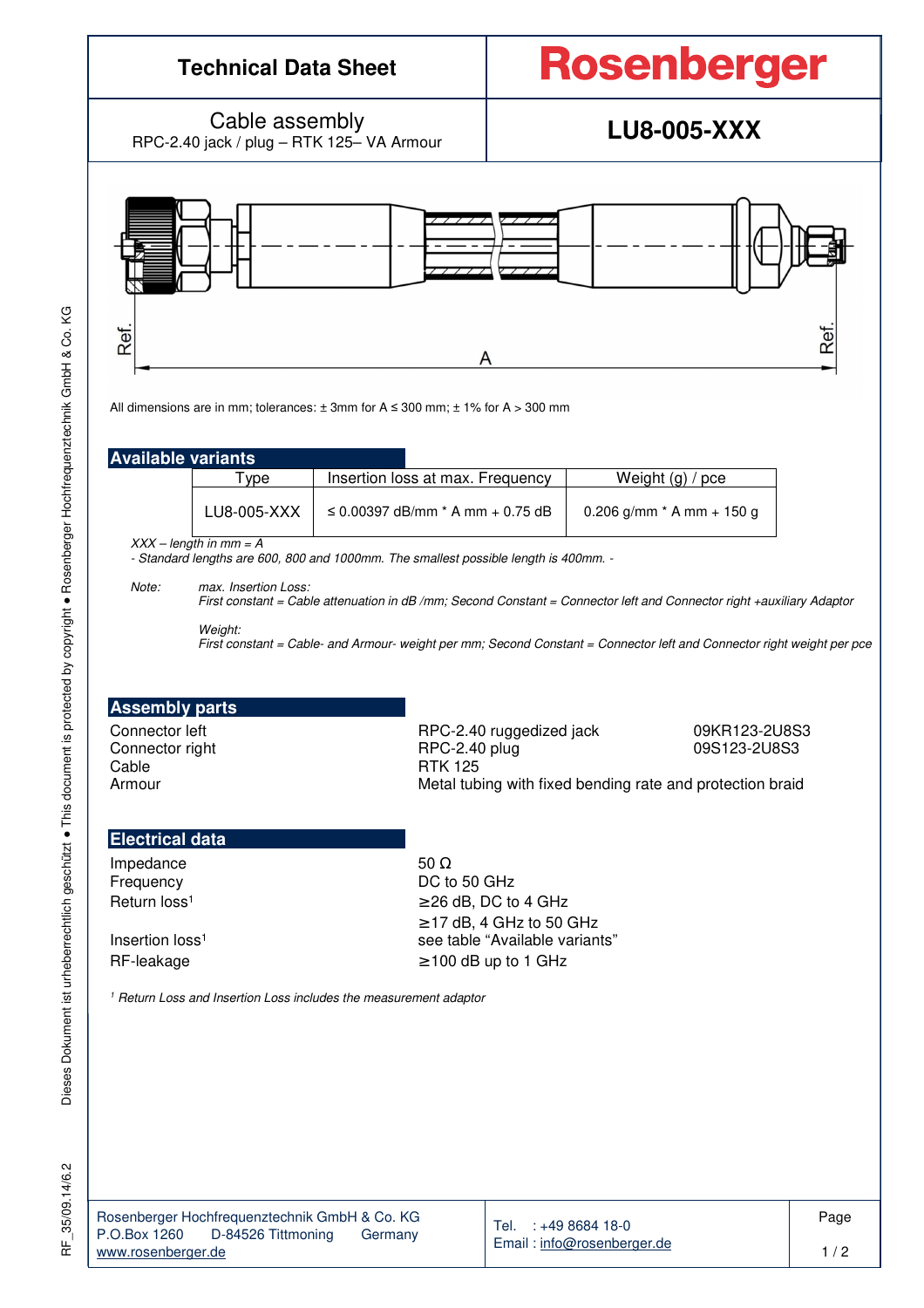# Technical Data Sheet

**Rosenberger**

Cable assembly
RPC-2.40 jack / plug – RTK 125– VA Armour

**LU8-005-XXX**

Ref. A Ref.

All dimensions are in mm; tolerances: ± 3mm for A ≤ 300 mm; ± 1% for A > 300 mm

## Available variants

| Type | Insertion loss at max. Frequency | Weight (g) / pce |
|---|---|---|
| LU8-005-XXX | ≤ 0.00397 dB/mm * A mm + 0.75 dB | 0.206 g/mm * A mm + 150 g |

*XXX – length in mm = A*
*- Standard lengths are 600, 800 and 1000mm. The smallest possible length is 400mm. -*

*Note:* *max. Insertion Loss:*
*First constant = Cable attenuation in dB /mm; Second Constant = Connector left and Connector right +auxiliary Adaptor*

*Weight:*
*First constant = Cable- and Armour- weight per mm; Second Constant = Connector left and Connector right weight per pce*

## Assembly parts

| | | |
|---|---|---|
| Connector left | RPC-2.40 ruggedized jack | 09KR123-2U8S3 |
| Connector right | RPC-2.40 plug | 09S123-2U8S3 |
| Cable | RTK 125 | |
| Armour | Metal tubing with fixed bending rate and protection braid | |

## Electrical data

| | |
|---|---|
| Impedance | 50 Ω |
| Frequency | DC to 50 GHz |
| Return loss[1] | ≥26 dB, DC to 4 GHz<br>≥17 dB, 4 GHz to 50 GHz |
| Insertion loss[1] | see table "Available variants" |
| RF-leakage | ≥100 dB up to 1 GHz |

*[1] Return Loss and Insertion Loss includes the measurement adaptor*

Rosenberger Hochfrequenztechnik GmbH & Co. KG
P.O.Box 1260 D-84526 Tittmoning Germany
www.rosenberger.de

Tel. : +49 8684 18-0
Email : info@rosenberger.de

RF_35/09.14/6.2

Dieses Dokument ist urheberrechtlich geschützt ● This document is protected by copyright ● Rosenberger Hochfrequenztechnik GmbH & Co. KG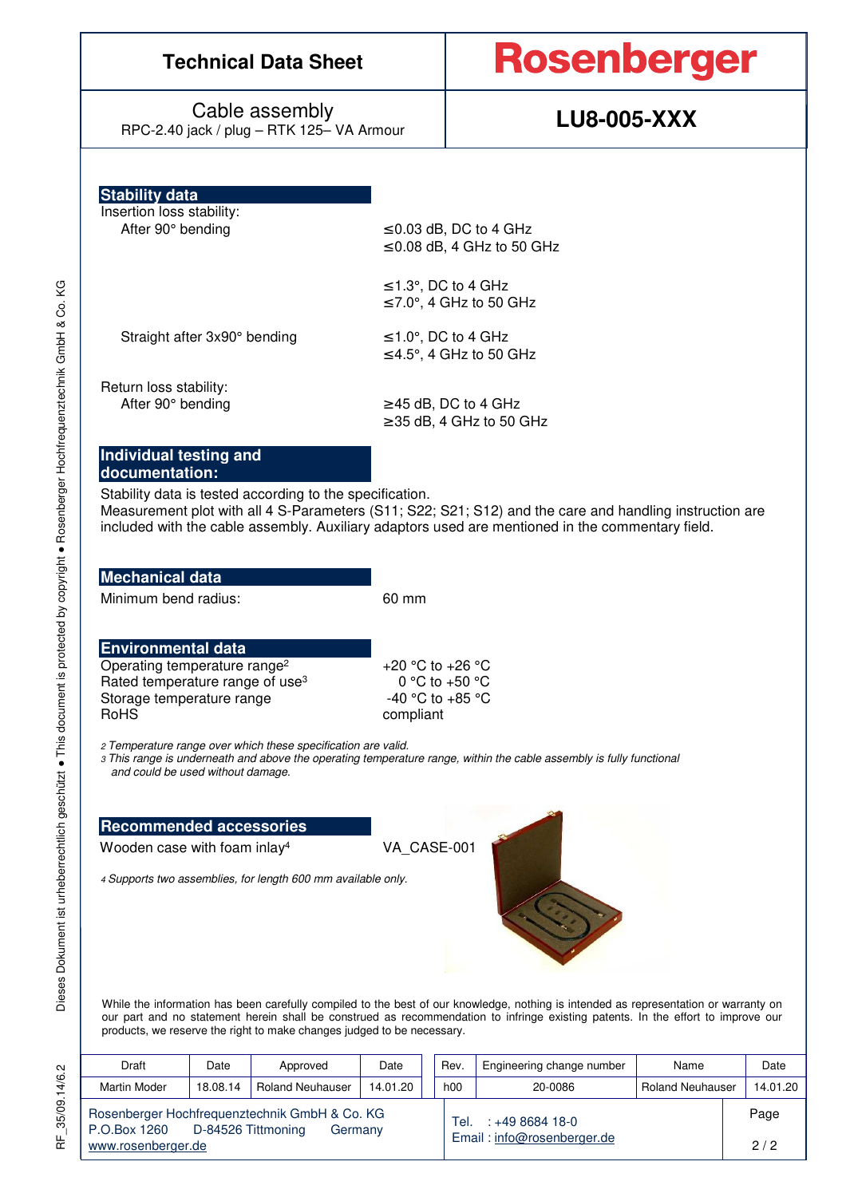| **Technical Data Sheet** | **Rosenberger** |
|---|---|
| Cable assembly<br>RPC-2.40 jack / plug – RTK 125– VA Armour | **LU8-005-XXX** |

## Stability data

Insertion loss stability:

| | |
|---|---|
| After 90° bending | ≤0.03 dB, DC to 4 GHz<br>≤0.08 dB, 4 GHz to 50 GHz |
| | ≤1.3°, DC to 4 GHz<br>≤7.0°, 4 GHz to 50 GHz |
| Straight after 3x90° bending | ≤1.0°, DC to 4 GHz<br>≤4.5°, 4 GHz to 50 GHz |

Return loss stability:

| | |
|---|---|
| After 90° bending | ≥45 dB, DC to 4 GHz<br>≥35 dB, 4 GHz to 50 GHz |

## Individual testing and documentation:

Stability data is tested according to the specification.
Measurement plot with all 4 S-Parameters (S11; S22; S21; S12) and the care and handling instruction are included with the cable assembly. Auxiliary adaptors used are mentioned in the commentary field.

## Mechanical data

| | |
|---|---|
| Minimum bend radius: | 60 mm |

## Environmental data

| | |
|---|---|
| Operating temperature range[2] | +20 °C to +26 °C |
| Rated temperature range of use[3] | 0 °C to +50 °C |
| Storage temperature range | -40 °C to +85 °C |
| RoHS | compliant |

*2 Temperature range over which these specification are valid.*
*3 This range is underneath and above the operating temperature range, within the cable assembly is fully functional and could be used without damage.*

## Recommended accessories

| | |
|---|---|
| Wooden case with foam inlay[4] | VA_CASE-001 |

*4 Supports two assemblies, for length 600 mm available only.*

While the information has been carefully compiled to the best of our knowledge, nothing is intended as representation or warranty on our part and no statement herein shall be construed as recommendation to infringe existing patents. In the effort to improve our products, we reserve the right to make changes judged to be necessary.

| Draft | Date | Approved | Date | Rev. | Engineering change number | Name | Date |
|---|---|---|---|---|---|---|---|
| Martin Moder | 18.08.14 | Roland Neuhauser | 14.01.20 | h00 | 20-0086 | Roland Neuhauser | 14.01.20 |

Rosenberger Hochfrequenztechnik GmbH & Co. KG
P.O.Box 1260 D-84526 Tittmoning Germany
www.rosenberger.de

Tel. : +49 8684 18-0
Email : info@rosenberger.de

RF_35/09.14/6.2

Dieses Dokument ist urheberrechtlich geschützt ● This document is protected by copyright ● Rosenberger Hochfrequenztechnik GmbH & Co. KG